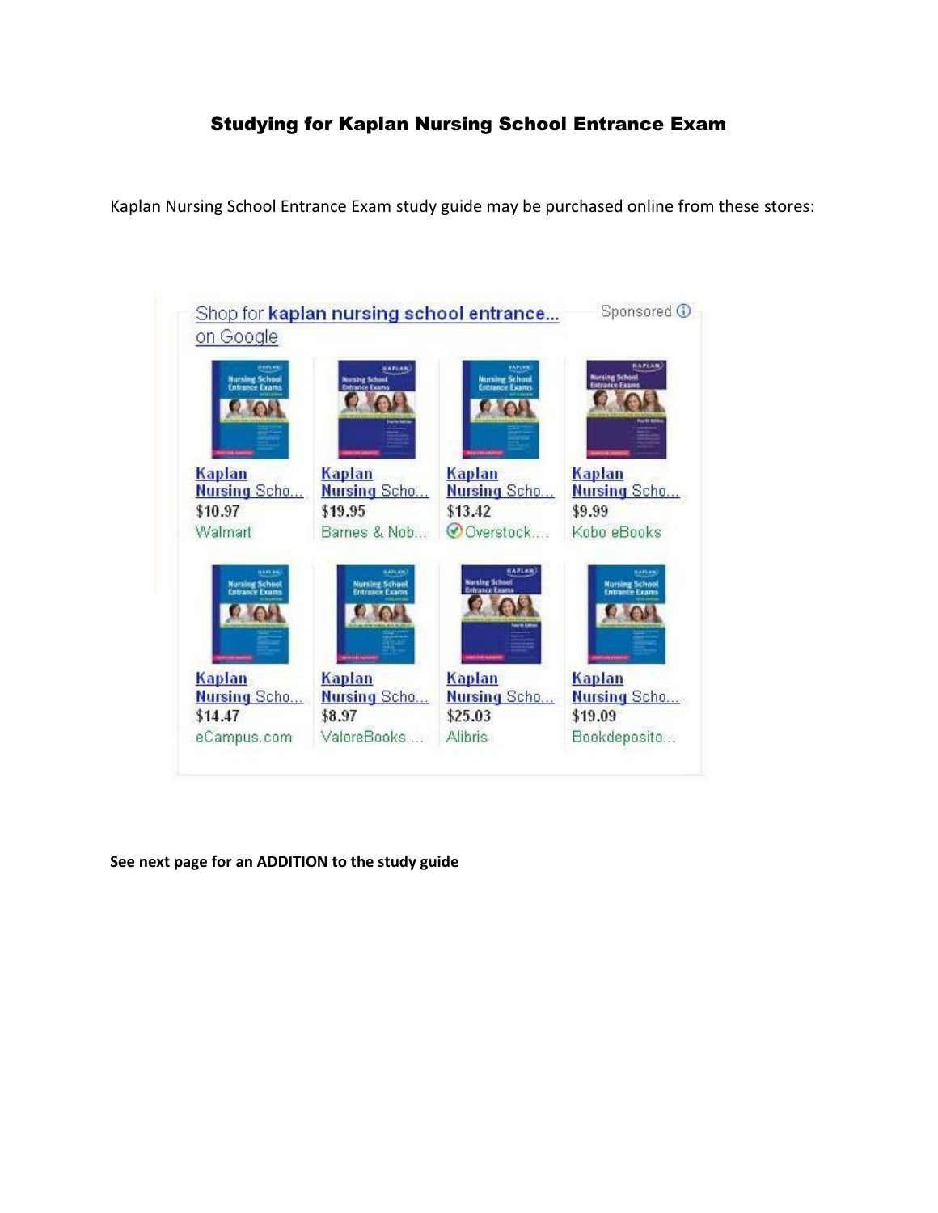# Studying for Kaplan Nursing School Entrance Exam

Kaplan Nursing School Entrance Exam study guide may be purchased online from these stores:

Shop for **kaplan nursing school entrance...** on Google

Sponsored

| Kaplan Nursing Scho... | Kaplan Nursing Scho... | Kaplan Nursing Scho... | Kaplan Nursing Scho... |
|---|---|---|---|
| $10.97 | $19.95 | $13.42 | $9.99 |
| Walmart | Barnes & Nob... | Overstock.... | Kobo eBooks |
| Kaplan Nursing Scho... | Kaplan Nursing Scho... | Kaplan Nursing Scho... | Kaplan Nursing Scho... |
| $14.47 | $8.97 | $25.03 | $19.09 |
| eCampus.com | ValoreBooks.... | Alibris | Bookdeposito... |

**See next page for an ADDITION to the study guide**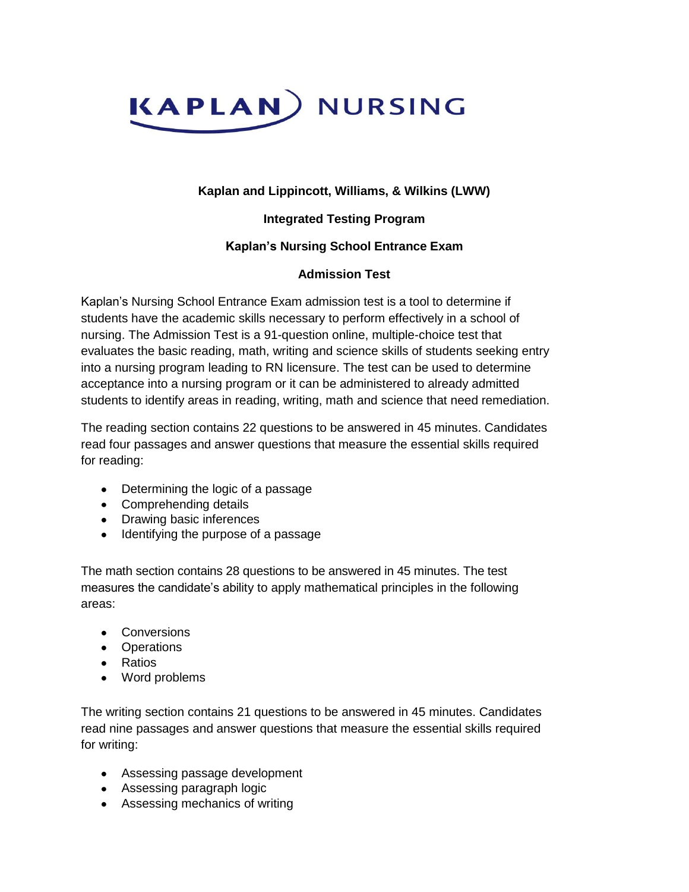**Kaplan and Lippincott, Williams, & Wilkins (LWW)**

**Integrated Testing Program**

**Kaplan's Nursing School Entrance Exam**

**Admission Test**

Kaplan's Nursing School Entrance Exam admission test is a tool to determine if students have the academic skills necessary to perform effectively in a school of nursing. The Admission Test is a 91-question online, multiple-choice test that evaluates the basic reading, math, writing and science skills of students seeking entry into a nursing program leading to RN licensure. The test can be used to determine acceptance into a nursing program or it can be administered to already admitted students to identify areas in reading, writing, math and science that need remediation.

The reading section contains 22 questions to be answered in 45 minutes. Candidates read four passages and answer questions that measure the essential skills required for reading:

- Determining the logic of a passage
- Comprehending details
- Drawing basic inferences
- Identifying the purpose of a passage

The math section contains 28 questions to be answered in 45 minutes. The test measures the candidate's ability to apply mathematical principles in the following areas:

- Conversions
- Operations
- Ratios
- Word problems

The writing section contains 21 questions to be answered in 45 minutes. Candidates read nine passages and answer questions that measure the essential skills required for writing:

- Assessing passage development
- Assessing paragraph logic
- Assessing mechanics of writing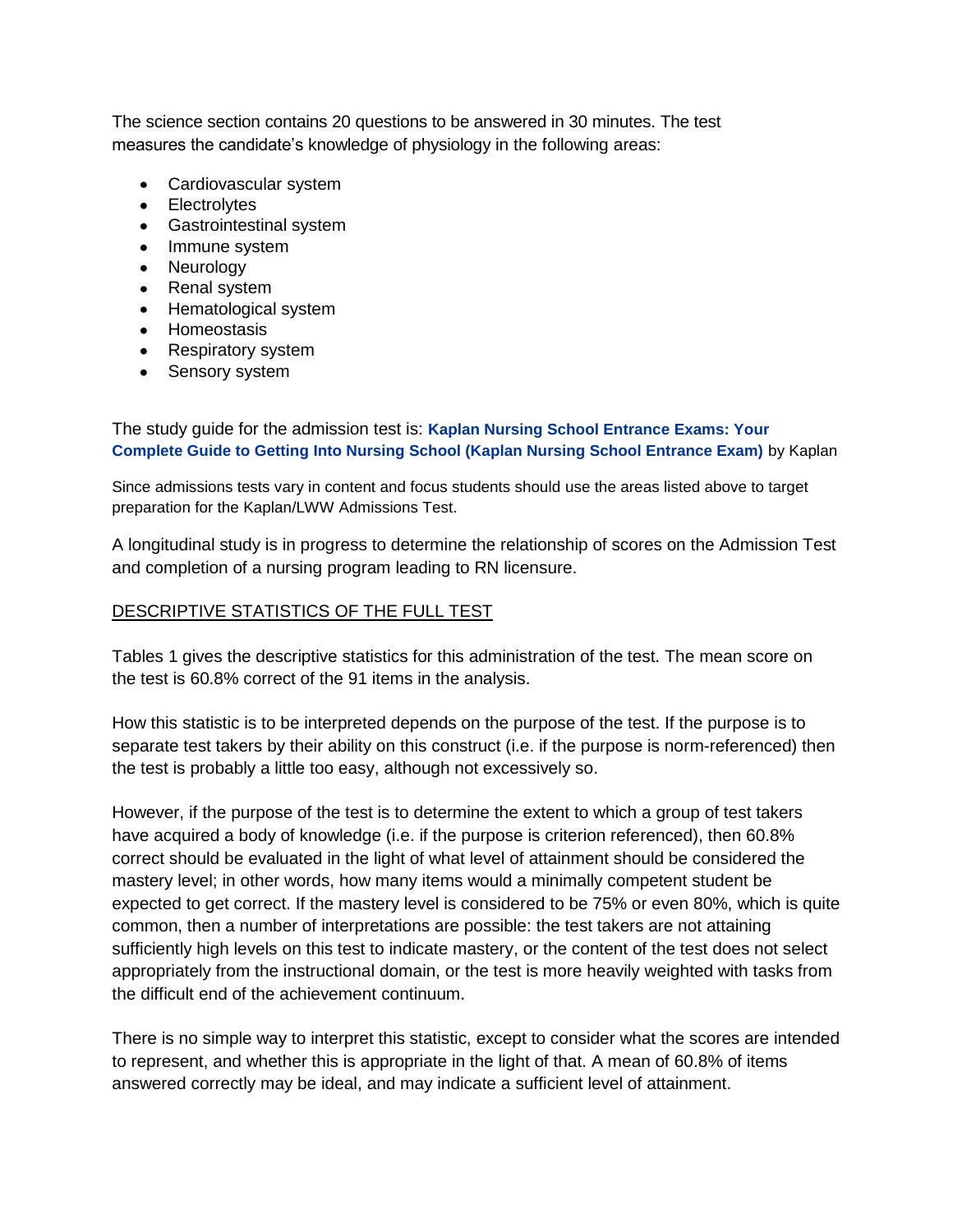The science section contains 20 questions to be answered in 30 minutes. The test measures the candidate's knowledge of physiology in the following areas:

- Cardiovascular system
- Electrolytes
- Gastrointestinal system
- Immune system
- Neurology
- Renal system
- Hematological system
- Homeostasis
- Respiratory system
- Sensory system

The study guide for the admission test is: **Kaplan Nursing School Entrance Exams: Your Complete Guide to Getting Into Nursing School (Kaplan Nursing School Entrance Exam)** by Kaplan

Since admissions tests vary in content and focus students should use the areas listed above to target preparation for the Kaplan/LWW Admissions Test.

A longitudinal study is in progress to determine the relationship of scores on the Admission Test and completion of a nursing program leading to RN licensure.

DESCRIPTIVE STATISTICS OF THE FULL TEST

Tables 1 gives the descriptive statistics for this administration of the test. The mean score on the test is 60.8% correct of the 91 items in the analysis.

How this statistic is to be interpreted depends on the purpose of the test. If the purpose is to separate test takers by their ability on this construct (i.e. if the purpose is norm-referenced) then the test is probably a little too easy, although not excessively so.

However, if the purpose of the test is to determine the extent to which a group of test takers have acquired a body of knowledge (i.e. if the purpose is criterion referenced), then 60.8% correct should be evaluated in the light of what level of attainment should be considered the mastery level; in other words, how many items would a minimally competent student be expected to get correct. If the mastery level is considered to be 75% or even 80%, which is quite common, then a number of interpretations are possible: the test takers are not attaining sufficiently high levels on this test to indicate mastery, or the content of the test does not select appropriately from the instructional domain, or the test is more heavily weighted with tasks from the difficult end of the achievement continuum.

There is no simple way to interpret this statistic, except to consider what the scores are intended to represent, and whether this is appropriate in the light of that. A mean of 60.8% of items answered correctly may be ideal, and may indicate a sufficient level of attainment.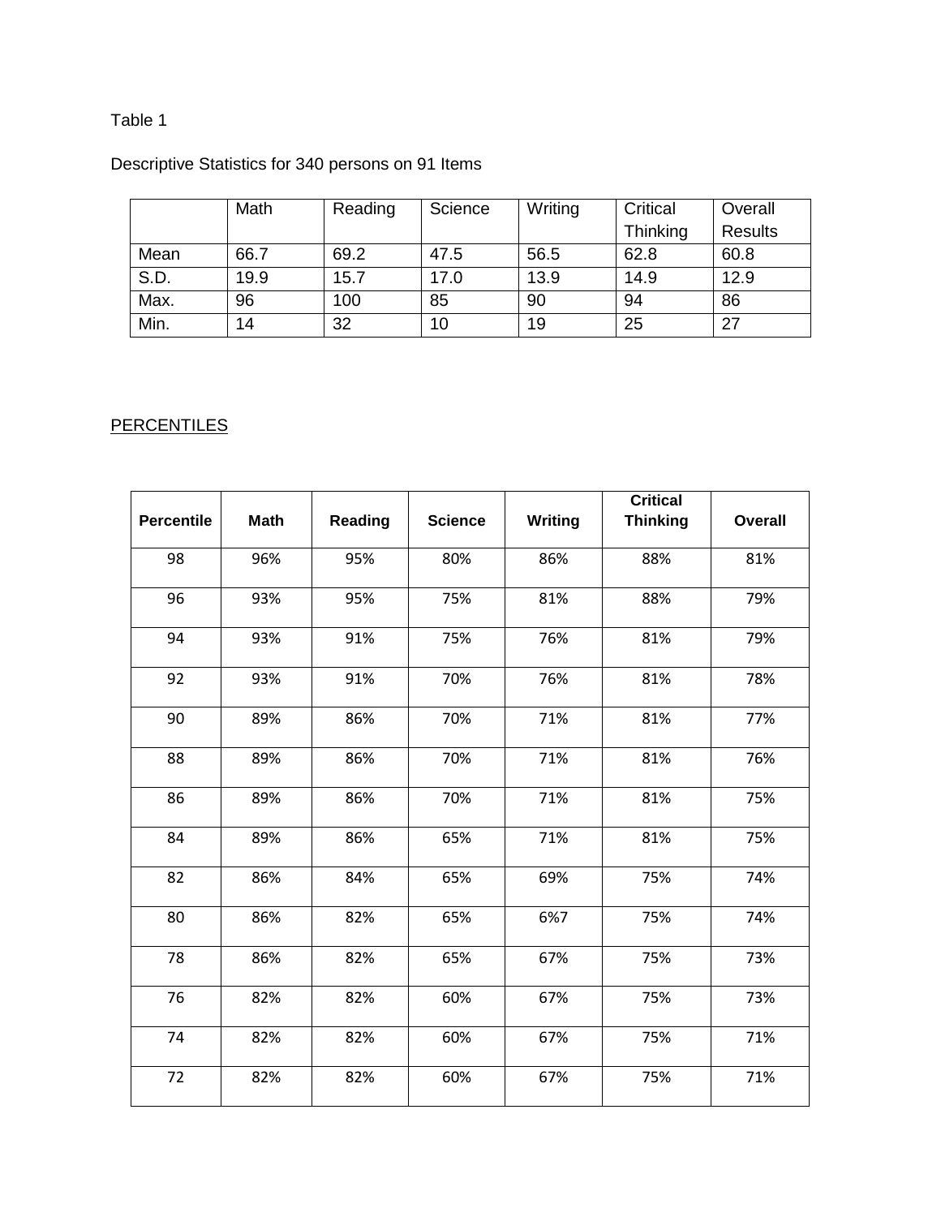Table 1

Descriptive Statistics for 340 persons on 91 Items

| | Math | Reading | Science | Writing | Critical Thinking | Overall Results |
|---|---|---|---|---|---|---|
| Mean | 66.7 | 69.2 | 47.5 | 56.5 | 62.8 | 60.8 |
| S.D. | 19.9 | 15.7 | 17.0 | 13.9 | 14.9 | 12.9 |
| Max. | 96 | 100 | 85 | 90 | 94 | 86 |
| Min. | 14 | 32 | 10 | 19 | 25 | 27 |

<u>PERCENTILES</u>

| Percentile | Math | Reading | Science | Writing | Critical Thinking | Overall |
|---|---|---|---|---|---|---|
| 98 | 96% | 95% | 80% | 86% | 88% | 81% |
| 96 | 93% | 95% | 75% | 81% | 88% | 79% |
| 94 | 93% | 91% | 75% | 76% | 81% | 79% |
| 92 | 93% | 91% | 70% | 76% | 81% | 78% |
| 90 | 89% | 86% | 70% | 71% | 81% | 77% |
| 88 | 89% | 86% | 70% | 71% | 81% | 76% |
| 86 | 89% | 86% | 70% | 71% | 81% | 75% |
| 84 | 89% | 86% | 65% | 71% | 81% | 75% |
| 82 | 86% | 84% | 65% | 69% | 75% | 74% |
| 80 | 86% | 82% | 65% | 6%7 | 75% | 74% |
| 78 | 86% | 82% | 65% | 67% | 75% | 73% |
| 76 | 82% | 82% | 60% | 67% | 75% | 73% |
| 74 | 82% | 82% | 60% | 67% | 75% | 71% |
| 72 | 82% | 82% | 60% | 67% | 75% | 71% |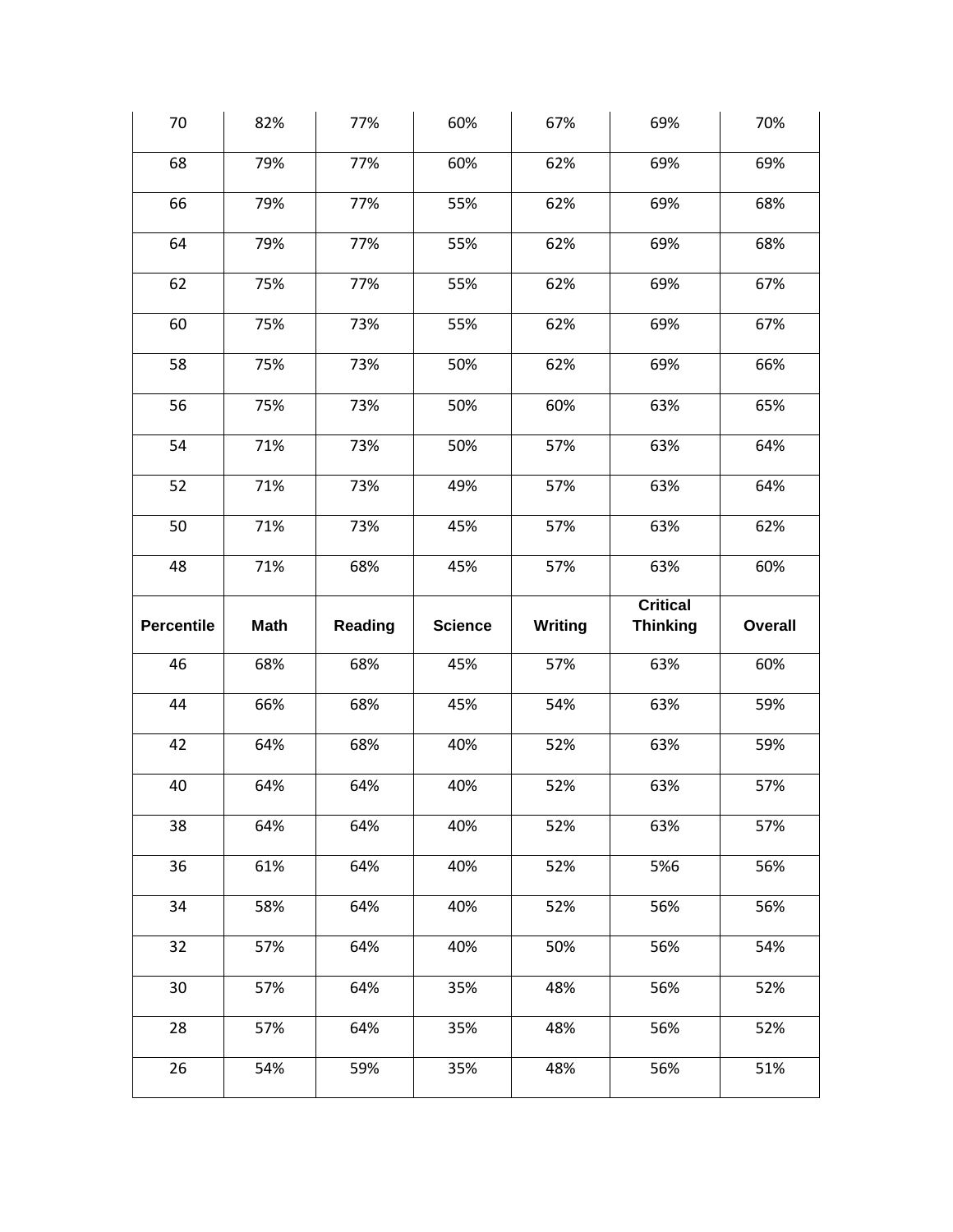| Percentile | Math | Reading | Science | Writing | Critical Thinking | Overall |
|---|---|---|---|---|---|---|
| 70 | 82% | 77% | 60% | 67% | 69% | 70% |
| 68 | 79% | 77% | 60% | 62% | 69% | 69% |
| 66 | 79% | 77% | 55% | 62% | 69% | 68% |
| 64 | 79% | 77% | 55% | 62% | 69% | 68% |
| 62 | 75% | 77% | 55% | 62% | 69% | 67% |
| 60 | 75% | 73% | 55% | 62% | 69% | 67% |
| 58 | 75% | 73% | 50% | 62% | 69% | 66% |
| 56 | 75% | 73% | 50% | 60% | 63% | 65% |
| 54 | 71% | 73% | 50% | 57% | 63% | 64% |
| 52 | 71% | 73% | 49% | 57% | 63% | 64% |
| 50 | 71% | 73% | 45% | 57% | 63% | 62% |
| 48 | 71% | 68% | 45% | 57% | 63% | 60% |
| **Percentile** | **Math** | **Reading** | **Science** | **Writing** | **Critical Thinking** | **Overall** |
| 46 | 68% | 68% | 45% | 57% | 63% | 60% |
| 44 | 66% | 68% | 45% | 54% | 63% | 59% |
| 42 | 64% | 68% | 40% | 52% | 63% | 59% |
| 40 | 64% | 64% | 40% | 52% | 63% | 57% |
| 38 | 64% | 64% | 40% | 52% | 63% | 57% |
| 36 | 61% | 64% | 40% | 52% | 5%6 | 56% |
| 34 | 58% | 64% | 40% | 52% | 56% | 56% |
| 32 | 57% | 64% | 40% | 50% | 56% | 54% |
| 30 | 57% | 64% | 35% | 48% | 56% | 52% |
| 28 | 57% | 64% | 35% | 48% | 56% | 52% |
| 26 | 54% | 59% | 35% | 48% | 56% | 51% |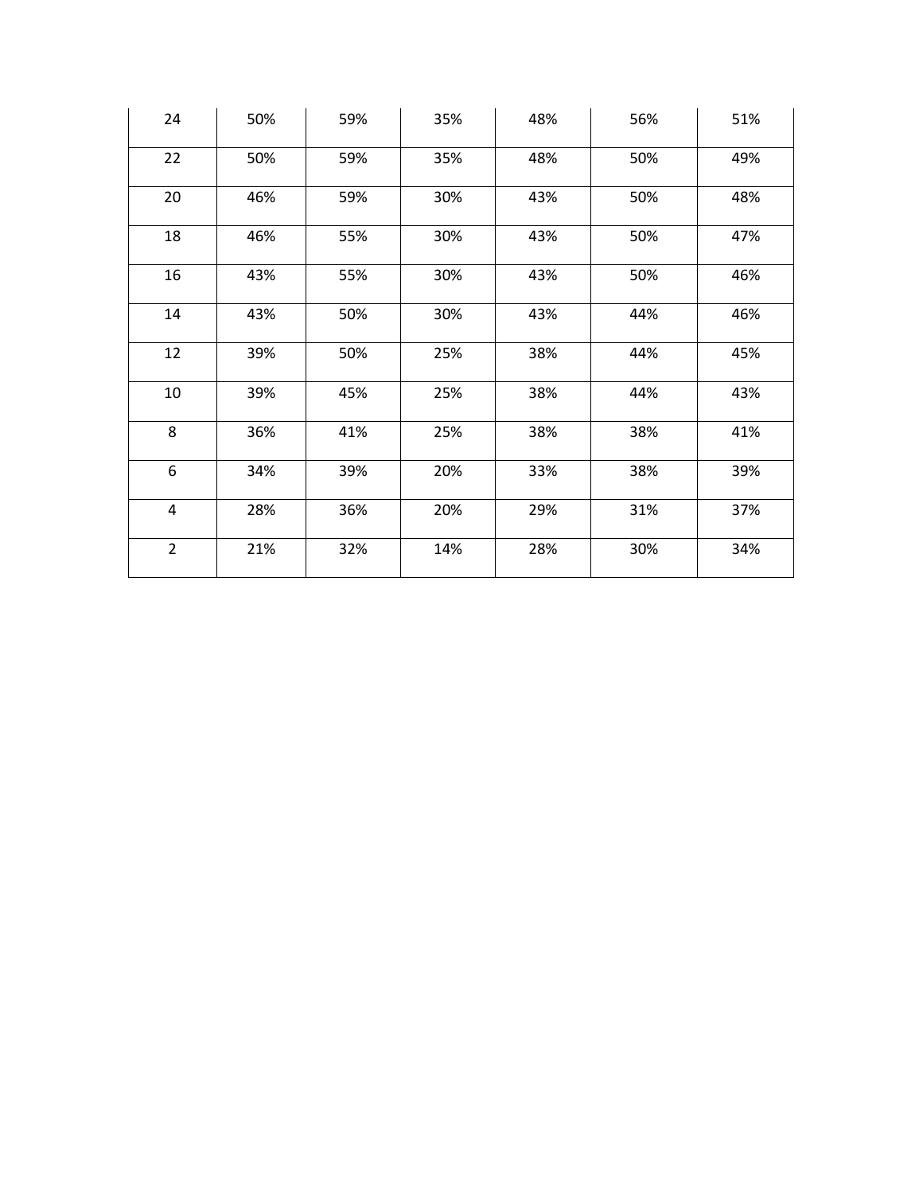| | | | | | | |
|---|---|---|---|---|---|---|
| 24 | 50% | 59% | 35% | 48% | 56% | 51% |
| 22 | 50% | 59% | 35% | 48% | 50% | 49% |
| 20 | 46% | 59% | 30% | 43% | 50% | 48% |
| 18 | 46% | 55% | 30% | 43% | 50% | 47% |
| 16 | 43% | 55% | 30% | 43% | 50% | 46% |
| 14 | 43% | 50% | 30% | 43% | 44% | 46% |
| 12 | 39% | 50% | 25% | 38% | 44% | 45% |
| 10 | 39% | 45% | 25% | 38% | 44% | 43% |
| 8 | 36% | 41% | 25% | 38% | 38% | 41% |
| 6 | 34% | 39% | 20% | 33% | 38% | 39% |
| 4 | 28% | 36% | 20% | 29% | 31% | 37% |
| 2 | 21% | 32% | 14% | 28% | 30% | 34% |